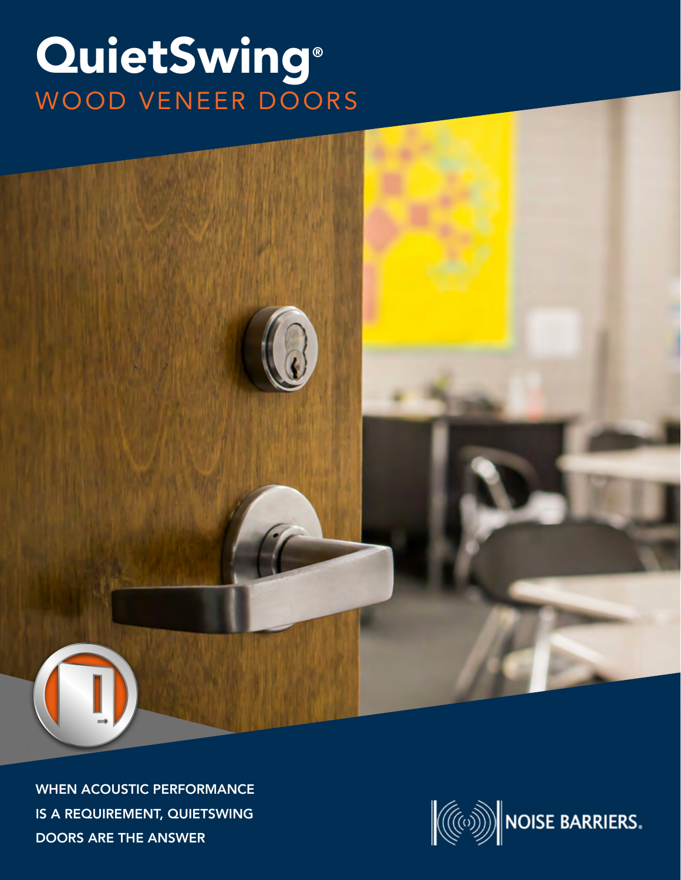# QuietSwing®

## WOOD VENEER DOORS

WHEN ACOUSTIC PERFORMANCE IS A REQUIREMENT, QUIETSWING DOORS ARE THE ANSWER

NOISE BARRIERS.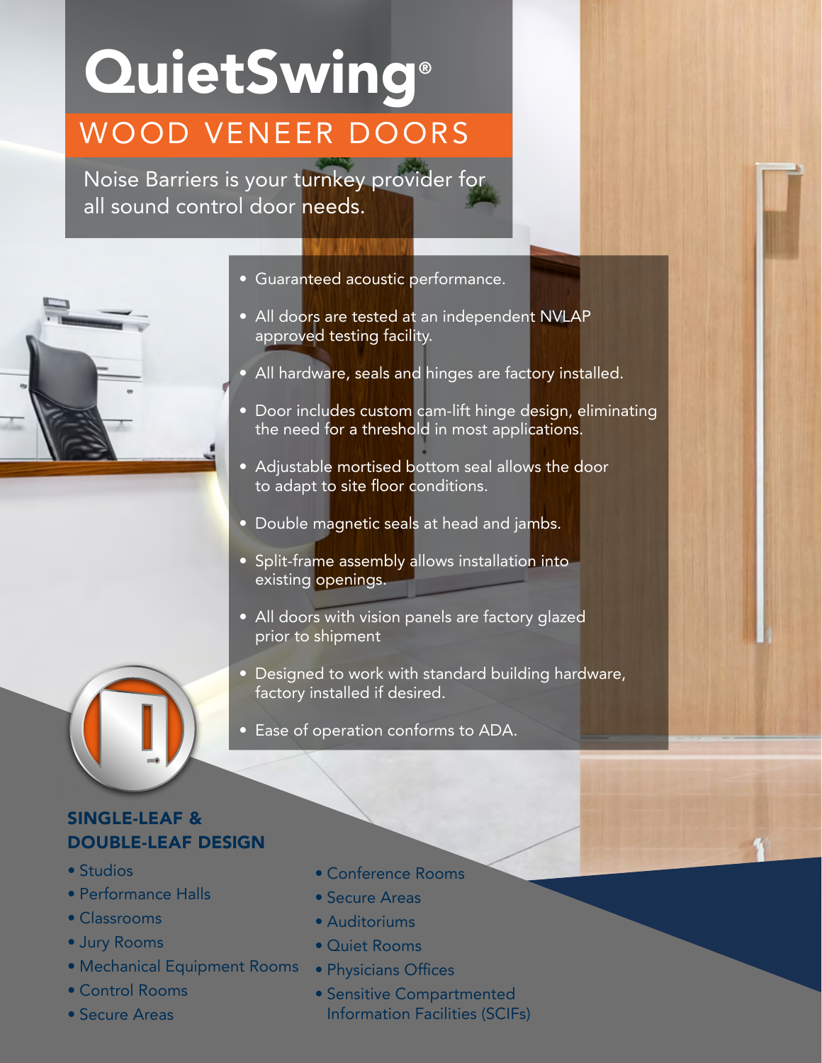# QuietSwing®

## WOOD VENEER DOORS

Noise Barriers is your turnkey provider for all sound control door needs.

- Guaranteed acoustic performance.
- All doors are tested at an independent NVLAP approved testing facility.
- All hardware, seals and hinges are factory installed.
- Door includes custom cam-lift hinge design, eliminating the need for a threshold in most applications.
- Adjustable mortised bottom seal allows the door to adapt to site floor conditions.
- Double magnetic seals at head and jambs.
- Split-frame assembly allows installation into existing openings.
- All doors with vision panels are factory glazed prior to shipment
- Designed to work with standard building hardware, factory installed if desired.
- Ease of operation conforms to ADA.

### SINGLE-LEAF & DOUBLE-LEAF DESIGN

- Studios
- Performance Halls
- Classrooms
- Jury Rooms
- Mechanical Equipment Rooms
- Control Rooms
- Secure Areas
- Conference Rooms
- Secure Areas
- Auditoriums
- Quiet Rooms
- Physicians Offices
- Sensitive Compartmented Information Facilities (SCIFs)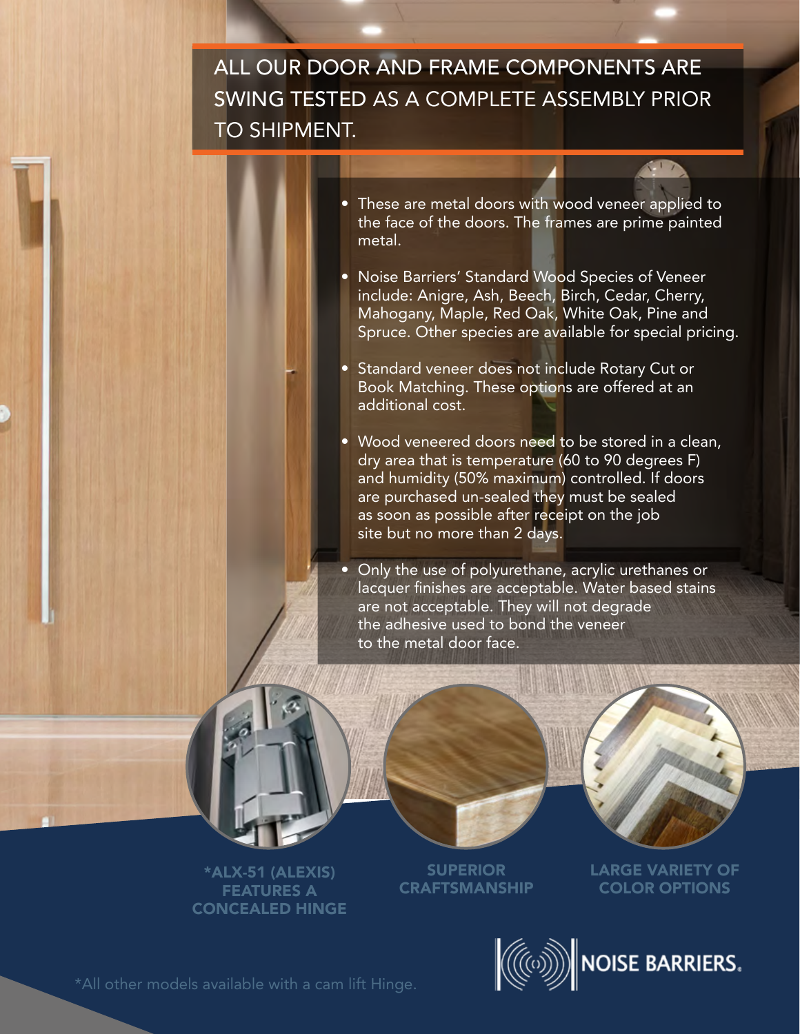# ALL OUR DOOR AND FRAME COMPONENTS ARE SWING TESTED AS A COMPLETE ASSEMBLY PRIOR TO SHIPMENT.

- These are metal doors with wood veneer applied to the face of the doors. The frames are prime painted metal.
- Noise Barriers' Standard Wood Species of Veneer include: Anigre, Ash, Beech, Birch, Cedar, Cherry, Mahogany, Maple, Red Oak, White Oak, Pine and Spruce. Other species are available for special pricing.
- Standard veneer does not include Rotary Cut or Book Matching. These options are offered at an additional cost.
- Wood veneered doors need to be stored in a clean, dry area that is temperature (60 to 90 degrees F) and humidity (50% maximum) controlled. If doors are purchased un-sealed they must be sealed as soon as possible after receipt on the job site but no more than 2 days.
- Only the use of polyurethane, acrylic urethanes or lacquer finishes are acceptable. Water based stains are not acceptable. They will not degrade the adhesive used to bond the veneer to the metal door face.

**\*ALX-51 (ALEXIS) FEATURES A CONCEALED HINGE**

**SUPERIOR CRAFTSMANSHIP**

**LARGE VARIETY OF COLOR OPTIONS**

NOISE BARRIERS.

*All other models available with a cam lift Hinge.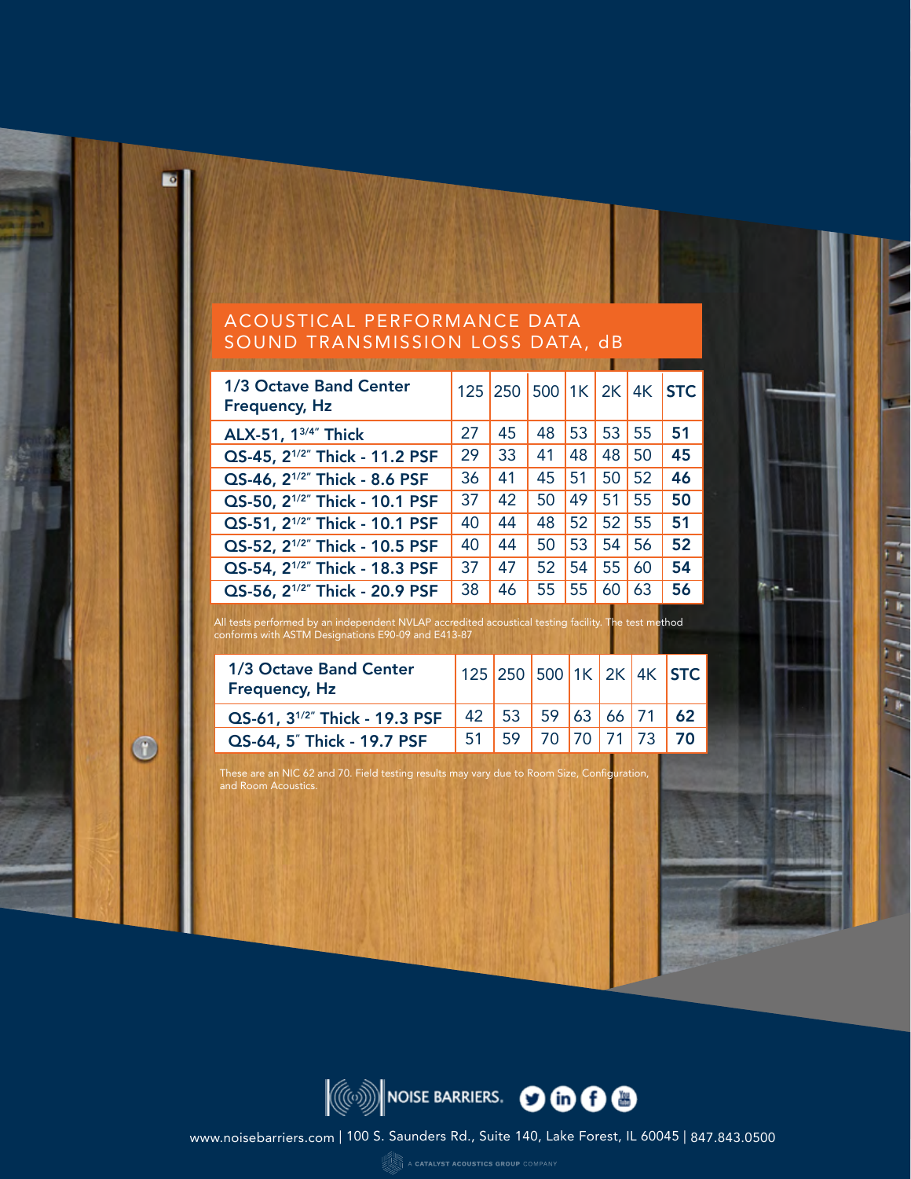## ACOUSTICAL PERFORMANCE DATA
## SOUND TRANSMISSION LOSS DATA, dB

| 1/3 Octave Band Center Frequency, Hz | 125 | 250 | 500 | 1K | 2K | 4K | STC |
|---|---|---|---|---|---|---|---|
| ALX-51, 1 3/4" Thick | 27 | 45 | 48 | 53 | 53 | 55 | **51** |
| QS-45, 2 1/2" Thick - 11.2 PSF | 29 | 33 | 41 | 48 | 48 | 50 | **45** |
| QS-46, 2 1/2" Thick - 8.6 PSF | 36 | 41 | 45 | 51 | 50 | 52 | **46** |
| QS-50, 2 1/2" Thick - 10.1 PSF | 37 | 42 | 50 | 49 | 51 | 55 | **50** |
| QS-51, 2 1/2" Thick - 10.1 PSF | 40 | 44 | 48 | 52 | 52 | 55 | **51** |
| QS-52, 2 1/2" Thick - 10.5 PSF | 40 | 44 | 50 | 53 | 54 | 56 | **52** |
| QS-54, 2 1/2" Thick - 18.3 PSF | 37 | 47 | 52 | 54 | 55 | 60 | **54** |
| QS-56, 2 1/2" Thick - 20.9 PSF | 38 | 46 | 55 | 55 | 60 | 63 | **56** |

All tests performed by an independent NVLAP accredited acoustical testing facility. The test method conforms with ASTM Designations E90-09 and E413-87

| 1/3 Octave Band Center Frequency, Hz | 125 | 250 | 500 | 1K | 2K | 4K | STC |
|---|---|---|---|---|---|---|---|
| QS-61, 3 1/2" Thick - 19.3 PSF | 42 | 53 | 59 | 63 | 66 | 71 | **62** |
| QS-64, 5" Thick - 19.7 PSF | 51 | 59 | 70 | 70 | 71 | 73 | **70** |

These are an NIC 62 and 70. Field testing results may vary due to Room Size, Configuration, and Room Acoustics.

NOISE BARRIERS.

www.noisebarriers.com | 100 S. Saunders Rd., Suite 140, Lake Forest, IL 60045 | 847.843.0500

A CATALYST ACOUSTICS GROUP COMPANY